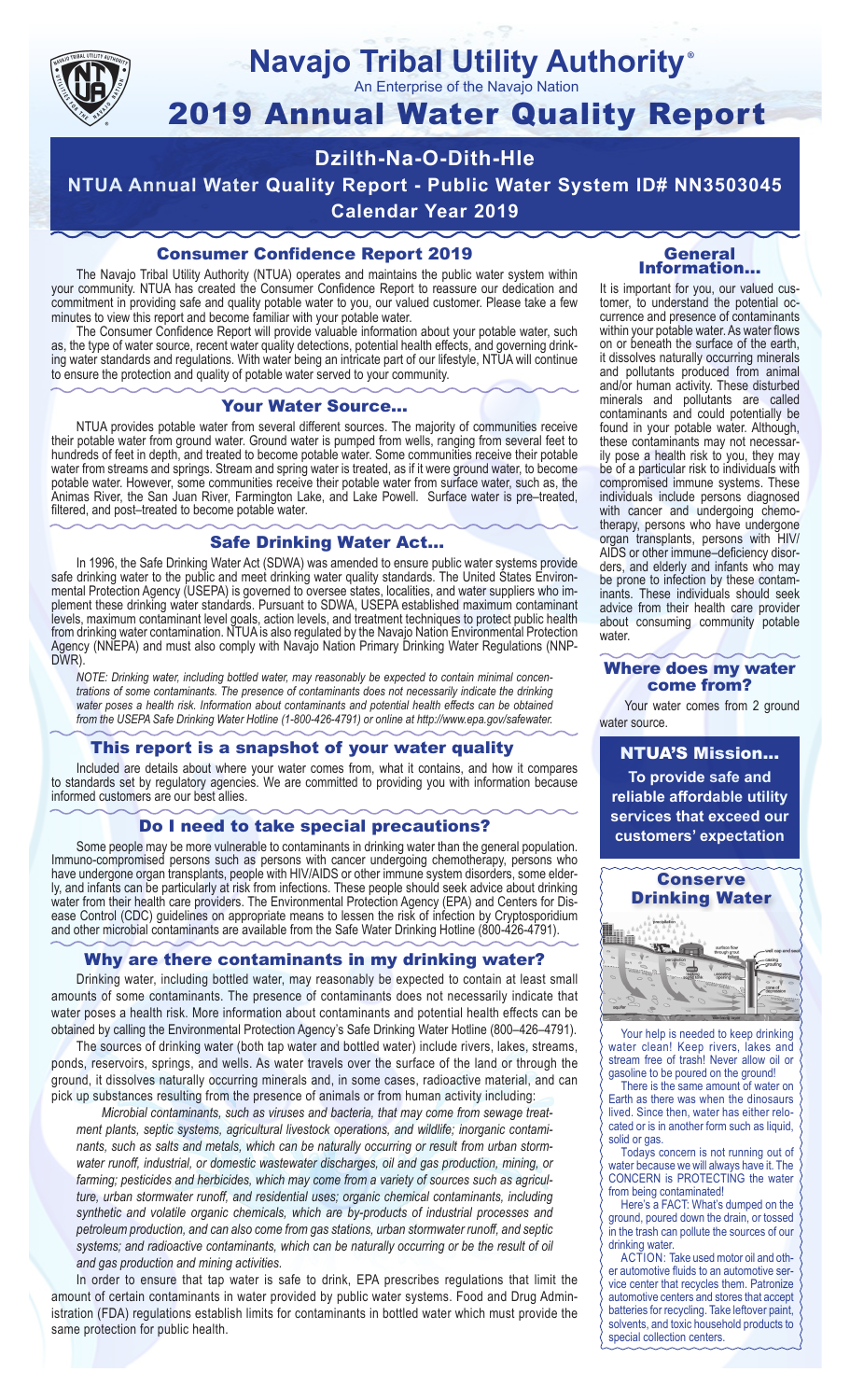# Navajo Tribal Utility Authority®

An Enterprise of the Navajo Nation

# 2019 Annual Water Quality Report

## Dzilth-Na-O-Dith-Hle

## NTUA Annual Water Quality Report - Public Water System ID# NN3503045

## Calendar Year 2019

### Consumer Confidence Report 2019

The Navajo Tribal Utility Authority (NTUA) operates and maintains the public water system within your community. NTUA has created the Consumer Confidence Report to reassure our dedication and commitment in providing safe and quality potable water to you, our valued customer. Please take a few minutes to view this report and become familiar with your potable water.

The Consumer Confidence Report will provide valuable information about your potable water, such as, the type of water source, recent water quality detections, potential health effects, and governing drinking water standards and regulations. With water being an intricate part of our lifestyle, NTUA will continue to ensure the protection and quality of potable water served to your community.

### Your Water Source…

NTUA provides potable water from several different sources. The majority of communities receive their potable water from ground water. Ground water is pumped from wells, ranging from several feet to hundreds of feet in depth, and treated to become potable water. Some communities receive their potable water from streams and springs. Stream and spring water is treated, as if it were ground water, to become potable water. However, some communities receive their potable water from surface water, such as, the Animas River, the San Juan River, Farmington Lake, and Lake Powell. Surface water is pre–treated, filtered, and post–treated to become potable water.

### Safe Drinking Water Act…

In 1996, the Safe Drinking Water Act (SDWA) was amended to ensure public water systems provide safe drinking water to the public and meet drinking water quality standards. The United States Environmental Protection Agency (USEPA) is governed to oversee states, localities, and water suppliers who implement these drinking water standards. Pursuant to SDWA, USEPA established maximum contaminant levels, maximum contaminant level goals, action levels, and treatment techniques to protect public health from drinking water contamination. NTUA is also regulated by the Navajo Nation Environmental Protection Agency (NNEPA) and must also comply with Navajo Nation Primary Drinking Water Regulations (NNPDWR).

*NOTE: Drinking water, including bottled water, may reasonably be expected to contain minimal concentrations of some contaminants. The presence of contaminants does not necessarily indicate the drinking water poses a health risk. Information about contaminants and potential health effects can be obtained from the USEPA Safe Drinking Water Hotline (1-800-426-4791) or online at http://www.epa.gov/safewater.*

### This report is a snapshot of your water quality

Included are details about where your water comes from, what it contains, and how it compares to standards set by regulatory agencies. We are committed to providing you with information because informed customers are our best allies.

### Do I need to take special precautions?

Some people may be more vulnerable to contaminants in drinking water than the general population. Immuno-compromised persons such as persons with cancer undergoing chemotherapy, persons who have undergone organ transplants, people with HIV/AIDS or other immune system disorders, some elderly, and infants can be particularly at risk from infections. These people should seek advice about drinking water from their health care providers. The Environmental Protection Agency (EPA) and Centers for Disease Control (CDC) guidelines on appropriate means to lessen the risk of infection by Cryptosporidium and other microbial contaminants are available from the Safe Water Drinking Hotline (800-426-4791).

### Why are there contaminants in my drinking water?

Drinking water, including bottled water, may reasonably be expected to contain at least small amounts of some contaminants. The presence of contaminants does not necessarily indicate that water poses a health risk. More information about contaminants and potential health effects can be obtained by calling the Environmental Protection Agency's Safe Drinking Water Hotline (800–426–4791).

The sources of drinking water (both tap water and bottled water) include rivers, lakes, streams, ponds, reservoirs, springs, and wells. As water travels over the surface of the land or through the ground, it dissolves naturally occurring minerals and, in some cases, radioactive material, and can pick up substances resulting from the presence of animals or from human activity including:

*Microbial contaminants, such as viruses and bacteria, that may come from sewage treatment plants, septic systems, agricultural livestock operations, and wildlife; inorganic contaminants, such as salts and metals, which can be naturally occurring or result from urban stormwater runoff, industrial, or domestic wastewater discharges, oil and gas production, mining, or farming; pesticides and herbicides, which may come from a variety of sources such as agriculture, urban stormwater runoff, and residential uses; organic chemical contaminants, including synthetic and volatile organic chemicals, which are by-products of industrial processes and petroleum production, and can also come from gas stations, urban stormwater runoff, and septic systems; and radioactive contaminants, which can be naturally occurring or be the result of oil and gas production and mining activities.*

In order to ensure that tap water is safe to drink, EPA prescribes regulations that limit the amount of certain contaminants in water provided by public water systems. Food and Drug Administration (FDA) regulations establish limits for contaminants in bottled water which must provide the same protection for public health.

### General Information…

It is important for you, our valued customer, to understand the potential occurrence and presence of contaminants within your potable water. As water flows on or beneath the surface of the earth, it dissolves naturally occurring minerals and pollutants produced from animal and/or human activity. These disturbed minerals and pollutants are called contaminants and could potentially be found in your potable water. Although, these contaminants may not necessarily pose a health risk to you, they may be of a particular risk to individuals with compromised immune systems. These individuals include persons diagnosed with cancer and undergoing chemotherapy, persons who have undergone organ transplants, persons with HIV/AIDS or other immune–deficiency disorders, and elderly and infants who may be prone to infection by these contaminants. These individuals should seek advice from their health care provider about consuming community potable water.

### Where does my water come from?

Your water comes from 2 ground water source.

### NTUA'S Mission…

**To provide safe and reliable affordable utility services that exceed our customers' expectation**

### Conserve Drinking Water

Your help is needed to keep drinking water clean! Keep rivers, lakes and stream free of trash! Never allow oil or gasoline to be poured on the ground!

There is the same amount of water on Earth as there was when the dinosaurs lived. Since then, water has either relocated or is in another form such as liquid, solid or gas.

Todays concern is not running out of water because we will always have it. The CONCERN is PROTECTING the water from being contaminated!

Here's a FACT: What's dumped on the ground, poured down the drain, or tossed in the trash can pollute the sources of our drinking water.

ACTION: Take used motor oil and other automotive fluids to an automotive service center that recycles them. Patronize automotive centers and stores that accept batteries for recycling. Take leftover paint, solvents, and toxic household products to special collection centers.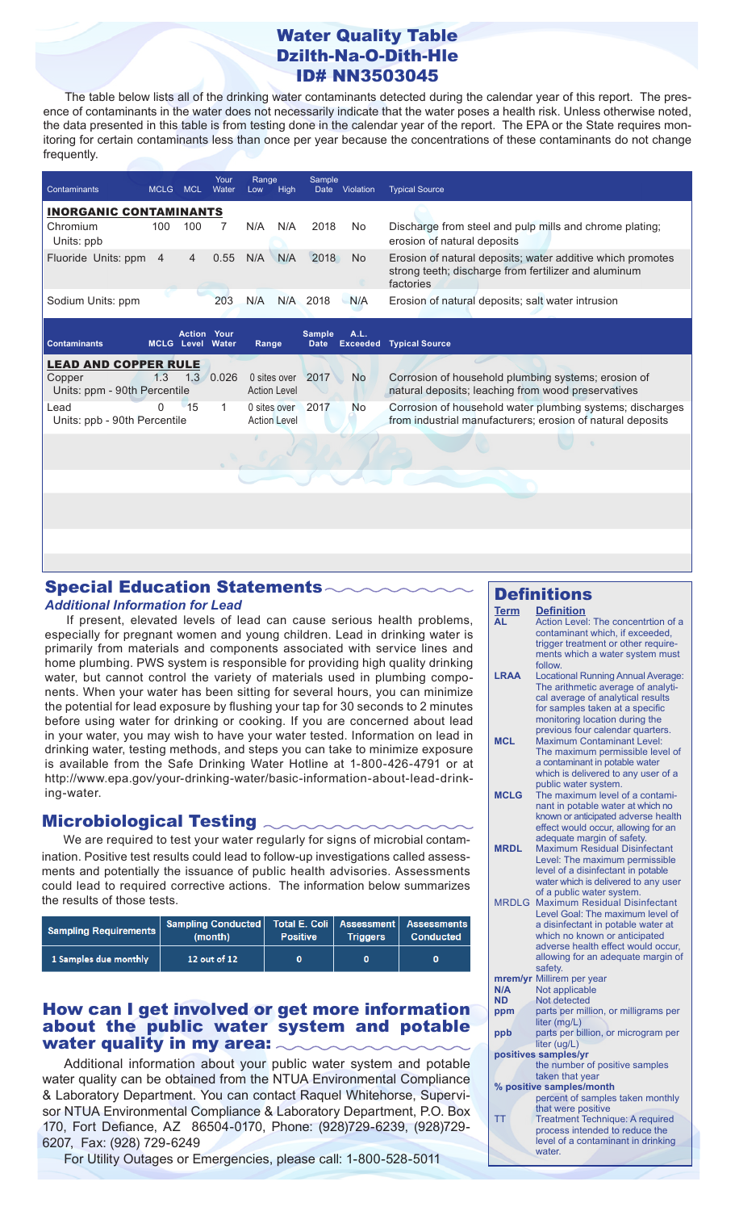# Water Quality Table
# Dzilth-Na-O-Dith-Hle
# ID# NN3503045

The table below lists all of the drinking water contaminants detected during the calendar year of this report. The presence of contaminants in the water does not necessarily indicate that the water poses a health risk. Unless otherwise noted, the data presented in this table is from testing done in the calendar year of the report. The EPA or the State requires monitoring for certain contaminants less than once per year because the concentrations of these contaminants do not change frequently.

| Contaminants | MCLG | MCL | Your Water | Range Low | Range High | Sample Date | Violation | Typical Source |
|---|---|---|---|---|---|---|---|---|
| **INORGANIC CONTAMINANTS** | | | | | | | | |
| Chromium Units: ppb | 100 | 100 | 7 | N/A | N/A | 2018 | No | Discharge from steel and pulp mills and chrome plating; erosion of natural deposits |
| Fluoride Units: ppm | 4 | 4 | 0.55 | N/A | N/A | 2018 | No | Erosion of natural deposits; water additive which promotes strong teeth; discharge from fertilizer and aluminum factories |
| Sodium Units: ppm | | | 203 | N/A | N/A | 2018 | N/A | Erosion of natural deposits; salt water intrusion |

| Contaminants | MCLG | Action Level | Your Water | Range | Sample Date | A.L. Exceeded | Typical Source |
|---|---|---|---|---|---|---|---|
| **LEAD AND COPPER RULE** | | | | | | | |
| Copper Units: ppm - 90th Percentile | 1.3 | 1.3 | 0.026 | 0 sites over Action Level | 2017 | No | Corrosion of household plumbing systems; erosion of natural deposits; leaching from wood preservatives |
| Lead Units: ppb - 90th Percentile | 0 | 15 | 1 | 0 sites over Action Level | 2017 | No | Corrosion of household water plumbing systems; discharges from industrial manufacturers; erosion of natural deposits |

## Special Education Statements

### *Additional Information for Lead*

If present, elevated levels of lead can cause serious health problems, especially for pregnant women and young children. Lead in drinking water is primarily from materials and components associated with service lines and home plumbing. PWS system is responsible for providing high quality drinking water, but cannot control the variety of materials used in plumbing components. When your water has been sitting for several hours, you can minimize the potential for lead exposure by flushing your tap for 30 seconds to 2 minutes before using water for drinking or cooking. If you are concerned about lead in your water, you may wish to have your water tested. Information on lead in drinking water, testing methods, and steps you can take to minimize exposure is available from the Safe Drinking Water Hotline at 1-800-426-4791 or at http://www.epa.gov/your-drinking-water/basic-information-about-lead-drinking-water.

## Microbiological Testing

We are required to test your water regularly for signs of microbial contamination. Positive test results could lead to follow-up investigations called assessments and potentially the issuance of public health advisories. Assessments could lead to required corrective actions. The information below summarizes the results of those tests.

| Sampling Requirements | Sampling Conducted (month) | Total E. Coli Positive | Assessment Triggers | Assessments Conducted |
|---|---|---|---|---|
| 1 Samples due monthly | 12 out of 12 | 0 | 0 | 0 |

## How can I get involved or get more information about the public water system and potable water quality in my area:

Additional information about your public water system and potable water quality can be obtained from the NTUA Environmental Compliance & Laboratory Department. You can contact Raquel Whitehorse, Supervisor NTUA Environmental Compliance & Laboratory Department, P.O. Box 170, Fort Defiance, AZ 86504-0170, Phone: (928)729-6239, (928)729-6207, Fax: (928) 729-6249

For Utility Outages or Emergencies, please call: 1-800-528-5011

## Definitions

| Term | Definition |
|---|---|
| **AL** | Action Level: The concentrtion of a contaminant which, if exceeded, trigger treatment or other requirements which a water system must follow. |
| **LRAA** | Locational Running Annual Average: The arithmetic average of analytical results for samples taken at a specific monitoring location during the previous four calendar quarters. |
| **MCL** | Maximum Contaminant Level: The maximum permissible level of a contaminant in potable water which is delivered to any user of a public water system. |
| **MCLG** | The maximum level of a contaminant in potable water at which no known or anticipated adverse health effect would occur, allowing for an adequate margin of safety. |
| **MRDL** | Maximum Residual Disinfectant Level: The maximum permissible level of a disinfectant in potable water which is delivered to any user of a public water system. |
| **MRDLG** | Maximum Residual Disinfectant Level Goal: The maximum level of a disinfectant in potable water at which no known or anticipated adverse health effect would occur, allowing for an adequate margin of safety. |
| **mrem/yr** | Millirem per year |
| **N/A** | Not applicable |
| **ND** | Not detected |
| **ppm** | parts per million, or milligrams per liter (mg/L) |
| **ppb** | parts per billion, or microgram per liter (ug/L) |
| **positives samples/yr** | the number of positive samples taken that year |
| **% positive samples/month** | percent of samples taken monthly that were positive |
| **TT** | Treatment Technique: A required process intended to reduce the level of a contaminant in drinking water. |